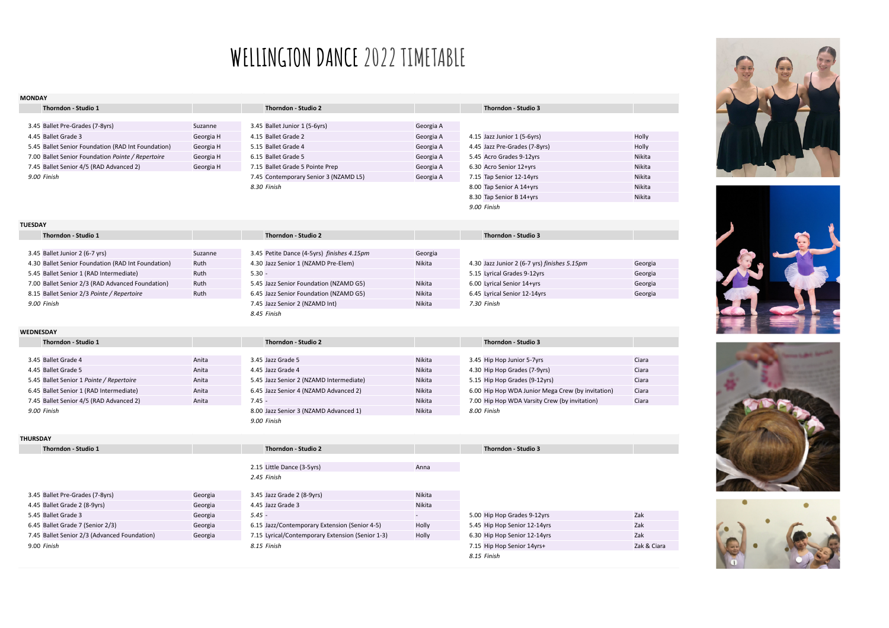# WELLINGTON DANCE 2022 TIMETABLE

## MONDAY

| Thorndon - Studio 1 | | Thorndon - Studio 2 | | Thorndon - Studio 3 | |
|---|---|---|---|---|---|
| 3.45 Ballet Pre-Grades (7-8yrs) | Suzanne | 3.45 Ballet Junior 1 (5-6yrs) | Georgia A | | |
| 4.45 Ballet Grade 3 | Georgia H | 4.15 Ballet Grade 2 | Georgia A | 4.15 Jazz Junior 1 (5-6yrs) | Holly |
| 5.45 Ballet Senior Foundation (RAD Int Foundation) | Georgia H | 5.15 Ballet Grade 4 | Georgia A | 4.45 Jazz Pre-Grades (7-8yrs) | Holly |
| 7.00 Ballet Senior Foundation *Pointe / Repertoire* | Georgia H | 6.15 Ballet Grade 5 | Georgia A | 5.45 Acro Grades 9-12yrs | Nikita |
| 7.45 Ballet Senior 4/5 (RAD Advanced 2) | Georgia H | 7.15 Ballet Grade 5 Pointe Prep | Georgia A | 6.30 Acro Senior 12+yrs | Nikita |
| *9.00 Finish* | | 7.45 Contemporary Senior 3 (NZAMD L5) | Georgia A | 7.15 Tap Senior 12-14yrs | Nikita |
| | | *8.30 Finish* | | 8.00 Tap Senior A 14+yrs | Nikita |
| | | | | 8.30 Tap Senior B 14+yrs | Nikita |
| | | | | *9.00 Finish* | |

## TUESDAY

| Thorndon - Studio 1 | | Thorndon - Studio 2 | | Thorndon - Studio 3 | |
|---|---|---|---|---|---|
| 3.45 Ballet Junior 2 (6-7 yrs) | Suzanne | 3.45 Petite Dance (4-5yrs) *finishes 4.15pm* | Georgia | | |
| 4.30 Ballet Senior Foundation (RAD Int Foundation) | Ruth | 4.30 Jazz Senior 1 (NZAMD Pre-Elem) | Nikita | 4.30 Jazz Junior 2 (6-7 yrs) *finishes 5.15pm* | Georgia |
| 5.45 Ballet Senior 1 (RAD Intermediate) | Ruth | 5.30 - | | 5.15 Lyrical Grades 9-12yrs | Georgia |
| 7.00 Ballet Senior 2/3 (RAD Advanced Foundation) | Ruth | 5.45 Jazz Senior Foundation (NZAMD G5) | Nikita | 6.00 Lyrical Senior 14+yrs | Georgia |
| 8.15 Ballet Senior 2/3 *Pointe / Repertoire* | Ruth | 6.45 Jazz Senior Foundation (NZAMD G5) | Nikita | 6.45 Lyrical Senior 12-14yrs | Georgia |
| *9.00 Finish* | | 7.45 Jazz Senior 2 (NZAMD Int) | Nikita | *7.30 Finish* | |
| | | *8.45 Finish* | | | |

## WEDNESDAY

| Thorndon - Studio 1 | | Thorndon - Studio 2 | | Thorndon - Studio 3 | |
|---|---|---|---|---|---|
| 3.45 Ballet Grade 4 | Anita | 3.45 Jazz Grade 5 | Nikita | 3.45 Hip Hop Junior 5-7yrs | Ciara |
| 4.45 Ballet Grade 5 | Anita | 4.45 Jazz Grade 4 | Nikita | 4.30 Hip Hop Grades (7-9yrs) | Ciara |
| 5.45 Ballet Senior 1 *Pointe / Repertoire* | Anita | 5.45 Jazz Senior 2 (NZAMD Intermediate) | Nikita | 5.15 Hip Hop Grades (9-12yrs) | Ciara |
| 6.45 Ballet Senior 1 (RAD Intermediate) | Anita | 6.45 Jazz Senior 4 (NZAMD Advanced 2) | Nikita | 6.00 Hip Hop WDA Junior Mega Crew (by invitation) | Ciara |
| 7.45 Ballet Senior 4/5 (RAD Advanced 2) | Anita | 7.45 - | Nikita | 7.00 Hip Hop WDA Varsity Crew (by invitation) | Ciara |
| *9.00 Finish* | | 8.00 Jazz Senior 3 (NZAMD Advanced 1) | Nikita | *8.00 Finish* | |
| | | *9.00 Finish* | | | |

## THURSDAY

| Thorndon - Studio 1 | | Thorndon - Studio 2 | | Thorndon - Studio 3 | |
|---|---|---|---|---|---|
| | | 2.15 Little Dance (3-5yrs) | Anna | | |
| | | *2.45 Finish* | | | |
| 3.45 Ballet Pre-Grades (7-8yrs) | Georgia | 3.45 Jazz Grade 2 (8-9yrs) | Nikita | | |
| 4.45 Ballet Grade 2 (8-9yrs) | Georgia | 4.45 Jazz Grade 3 | Nikita | | |
| 5.45 Ballet Grade 3 | Georgia | *5.45 -* | - | 5.00 Hip Hop Grades 9-12yrs | Zak |
| 6.45 Ballet Grade 7 (Senior 2/3) | Georgia | 6.15 Jazz/Contemporary Extension (Senior 4-5) | Holly | 5.45 Hip Hop Senior 12-14yrs | Zak |
| 7.45 Ballet Senior 2/3 (Advanced Foundation) | Georgia | 7.15 Lyrical/Contemporary Extension (Senior 1-3) | Holly | 6.30 Hip Hop Senior 12-14yrs | Zak |
| 9.00 *Finish* | | *8.15 Finish* | | 7.15 Hip Hop Senior 14yrs+ | Zak & Ciara |
| | | | | *8.15 Finish* | |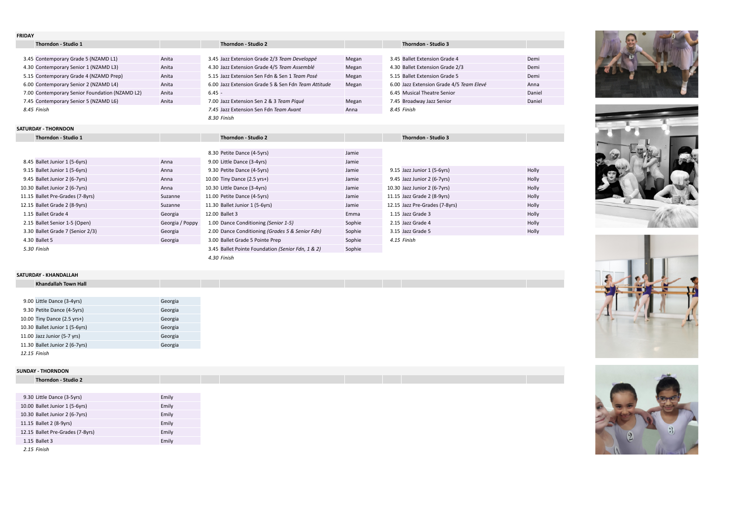## FRIDAY

| Thorndon - Studio 1 | | Thorndon - Studio 2 | | Thorndon - Studio 3 | |
|---|---|---|---|---|---|
| 3.45 Contemporary Grade 5 (NZAMD L1) | Anita | 3.45 Jazz Extension Grade 2/3 *Team Developpé* | Megan | 3.45 Ballet Extension Grade 4 | Demi |
| 4.30 Contemporary Senior 1 (NZAMD L3) | Anita | 4.30 Jazz Extension Grade 4/5 *Team Assemblé* | Megan | 4.30 Ballet Extension Grade 2/3 | Demi |
| 5.15 Contemporary Grade 4 (NZAMD Prep) | Anita | 5.15 Jazz Extension Sen Fdn & Sen 1 *Team Posé* | Megan | 5.15 Ballet Extension Grade 5 | Demi |
| 6.00 Contemporary Senior 2 (NZAMD L4) | Anita | 6.00 Jazz Extension Grade 5 & Sen Fdn *Team Attitude* | Megan | 6.00 Jazz Extension Grade 4/5 *Team Elevé* | Anna |
| 7.00 Contemporary Senior Foundation (NZAMD L2) | Anita | 6.45 - | | 6.45 Musical Theatre Senior | Daniel |
| 7.45 Contemporary Senior 5 (NZAMD L6) | Anita | 7.00 Jazz Extension Sen 2 & 3 *Team Piqué* | Megan | 7.45 Broadway Jazz Senior | Daniel |
| *8.45 Finish* | | *7.45* Jazz Extension Sen Fdn *Team Avant* | Anna | *8.45 Finish* | |
| | | *8.30 Finish* | | | |

## SATURDAY - THORNDON

| Thorndon - Studio 1 | | Thorndon - Studio 2 | | Thorndon - Studio 3 | |
|---|---|---|---|---|---|
| | | 8.30 Petite Dance (4-5yrs) | Jamie | | |
| 8.45 Ballet Junior 1 (5-6yrs) | Anna | 9.00 Little Dance (3-4yrs) | Jamie | | |
| 9.15 Ballet Junior 1 (5-6yrs) | Anna | 9.30 Petite Dance (4-5yrs) | Jamie | 9.15 Jazz Junior 1 (5-6yrs) | Holly |
| 9.45 Ballet Junior 2 (6-7yrs) | Anna | 10.00 Tiny Dance (2.5 yrs+) | Jamie | 9.45 Jazz Junior 2 (6-7yrs) | Holly |
| 10.30 Ballet Junior 2 (6-7yrs) | Anna | 10.30 Little Dance (3-4yrs) | Jamie | 10.30 Jazz Junior 2 (6-7yrs) | Holly |
| 11.15 Ballet Pre-Grades (7-8yrs) | Suzanne | 11.00 Petite Dance (4-5yrs) | Jamie | 11.15 Jazz Grade 2 (8-9yrs) | Holly |
| 12.15 Ballet Grade 2 (8-9yrs) | Suzanne | 11.30 Ballet Junior 1 (5-6yrs) | Jamie | 12.15 Jazz Pre-Grades (7-8yrs) | Holly |
| 1.15 Ballet Grade 4 | Georgia | 12.00 Ballet 3 | Emma | 1.15 Jazz Grade 3 | Holly |
| 2.15 Ballet Senior 1-5 (Open) | Georgia / Poppy | 1.00 Dance Conditioning *(Senior 1-5)* | Sophie | 2.15 Jazz Grade 4 | Holly |
| 3.30 Ballet Grade 7 (Senior 2/3) | Georgia | 2.00 Dance Conditioning *(Grades 5 & Senior Fdn)* | Sophie | 3.15 Jazz Grade 5 | Holly |
| 4.30 Ballet 5 | Georgia | 3.00 Ballet Grade 5 Pointe Prep | Sophie | *4.15 Finish* | |
| *5.30 Finish* | | 3.45 Ballet Pointe Foundation *(Senior Fdn, 1 & 2)* | Sophie | | |
| | | *4.30 Finish* | | | |

## SATURDAY - KHANDALLAH

| Khandallah Town Hall | |
|---|---|
| 9.00 Little Dance (3-4yrs) | Georgia |
| 9.30 Petite Dance (4-5yrs) | Georgia |
| 10.00 Tiny Dance (2.5 yrs+) | Georgia |
| 10.30 Ballet Junior 1 (5-6yrs) | Georgia |
| 11.00 Jazz Junior (5-7 yrs) | Georgia |
| 11.30 Ballet Junior 2 (6-7yrs) | Georgia |
| *12.15 Finish* | |

## SUNDAY - THORNDON

| Thorndon - Studio 2 | |
|---|---|
| 9.30 Little Dance (3-5yrs) | Emily |
| 10.00 Ballet Junior 1 (5-6yrs) | Emily |
| 10.30 Ballet Junior 2 (6-7yrs) | Emily |
| 11.15 Ballet 2 (8-9yrs) | Emily |
| 12.15 Ballet Pre-Grades (7-8yrs) | Emily |
| 1.15 Ballet 3 | Emily |
| *2.15 Finish* | |